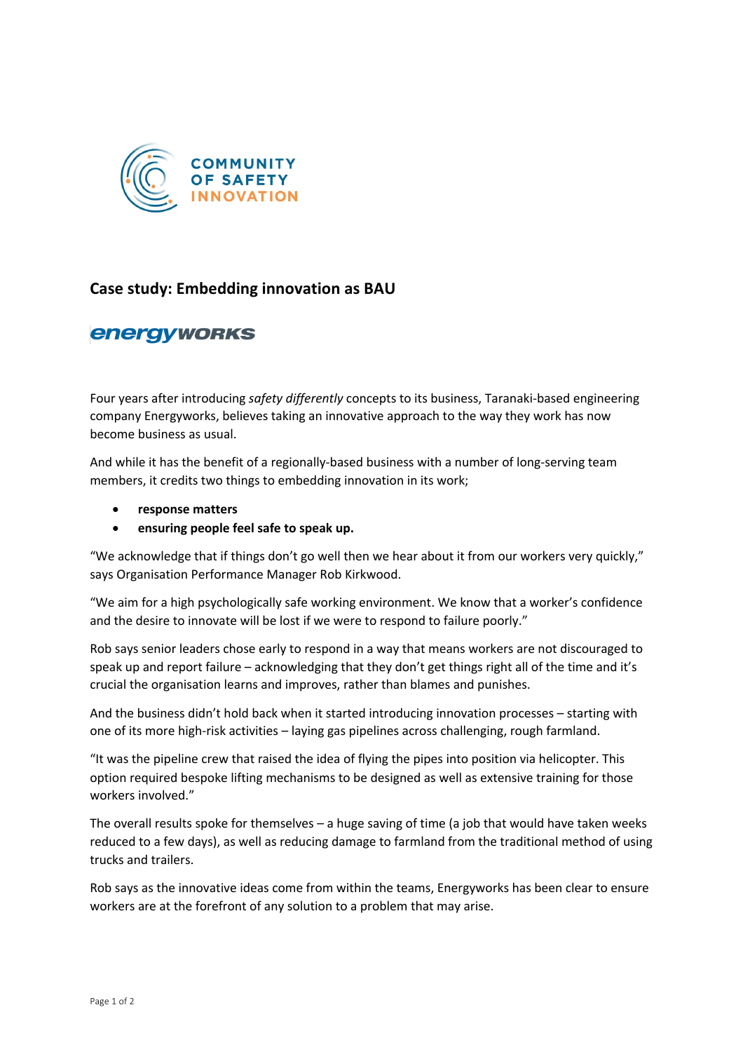COMMUNITY OF SAFETY INNOVATION

## Case study: Embedding innovation as BAU

energyWORKS

Four years after introducing *safety differently* concepts to its business, Taranaki-based engineering company Energyworks, believes taking an innovative approach to the way they work has now become business as usual.

And while it has the benefit of a regionally-based business with a number of long-serving team members, it credits two things to embedding innovation in its work;

- **response matters**
- **ensuring people feel safe to speak up.**

"We acknowledge that if things don't go well then we hear about it from our workers very quickly," says Organisation Performance Manager Rob Kirkwood.

"We aim for a high psychologically safe working environment. We know that a worker's confidence and the desire to innovate will be lost if we were to respond to failure poorly."

Rob says senior leaders chose early to respond in a way that means workers are not discouraged to speak up and report failure – acknowledging that they don't get things right all of the time and it's crucial the organisation learns and improves, rather than blames and punishes.

And the business didn't hold back when it started introducing innovation processes – starting with one of its more high-risk activities – laying gas pipelines across challenging, rough farmland.

"It was the pipeline crew that raised the idea of flying the pipes into position via helicopter. This option required bespoke lifting mechanisms to be designed as well as extensive training for those workers involved."

The overall results spoke for themselves – a huge saving of time (a job that would have taken weeks reduced to a few days), as well as reducing damage to farmland from the traditional method of using trucks and trailers.

Rob says as the innovative ideas come from within the teams, Energyworks has been clear to ensure workers are at the forefront of any solution to a problem that may arise.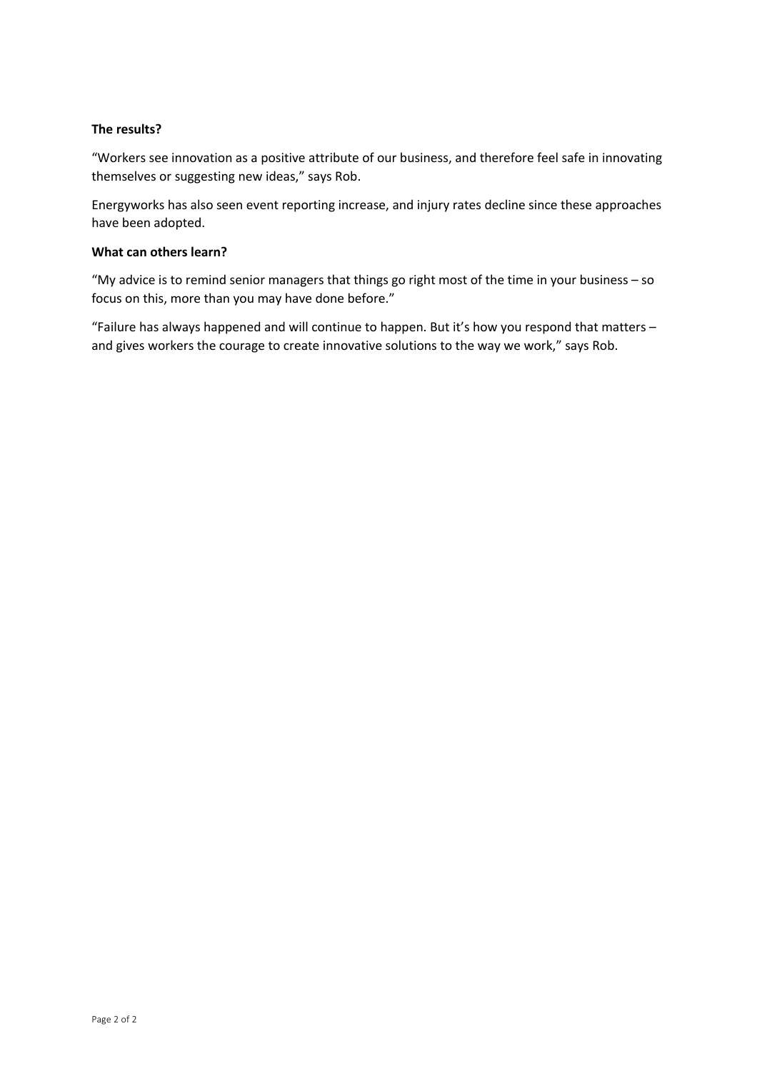**The results?**

"Workers see innovation as a positive attribute of our business, and therefore feel safe in innovating themselves or suggesting new ideas," says Rob.

Energyworks has also seen event reporting increase, and injury rates decline since these approaches have been adopted.

**What can others learn?**

"My advice is to remind senior managers that things go right most of the time in your business – so focus on this, more than you may have done before."

"Failure has always happened and will continue to happen. But it's how you respond that matters – and gives workers the courage to create innovative solutions to the way we work," says Rob.